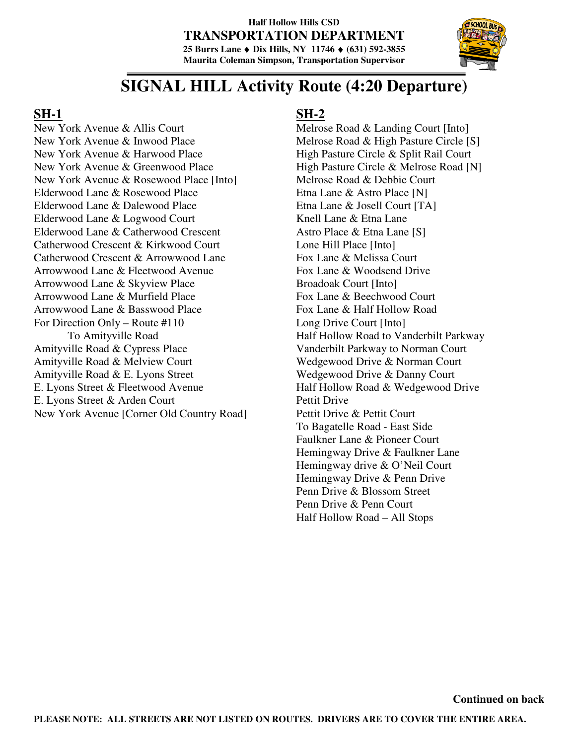**Half Hollow Hills CSD**
**TRANSPORTATION DEPARTMENT**
**25 Burrs Lane ♦ Dix Hills, NY 11746 ♦ (631) 592-3855**
**Maurita Coleman Simpson, Transportation Supervisor**

# SIGNAL HILL Activity Route (4:20 Departure)

## SH-1

New York Avenue & Allis Court
New York Avenue & Inwood Place
New York Avenue & Harwood Place
New York Avenue & Greenwood Place
New York Avenue & Rosewood Place [Into]
Elderwood Lane & Rosewood Place
Elderwood Lane & Dalewood Place
Elderwood Lane & Logwood Court
Elderwood Lane & Catherwood Crescent
Catherwood Crescent & Kirkwood Court
Catherwood Crescent & Arrowwood Lane
Arrowwood Lane & Fleetwood Avenue
Arrowwood Lane & Skyview Place
Arrowwood Lane & Murfield Place
Arrowwood Lane & Basswood Place
For Direction Only – Route #110
To Amityville Road
Amityville Road & Cypress Place
Amityville Road & Melview Court
Amityville Road & E. Lyons Street
E. Lyons Street & Fleetwood Avenue
E. Lyons Street & Arden Court
New York Avenue [Corner Old Country Road]

## SH-2

Melrose Road & Landing Court [Into]
Melrose Road & High Pasture Circle [S]
High Pasture Circle & Split Rail Court
High Pasture Circle & Melrose Road [N]
Melrose Road & Debbie Court
Etna Lane & Astro Place [N]
Etna Lane & Josell Court [TA]
Knell Lane & Etna Lane
Astro Place & Etna Lane [S]
Lone Hill Place [Into]
Fox Lane & Melissa Court
Fox Lane & Woodsend Drive
Broadoak Court [Into]
Fox Lane & Beechwood Court
Fox Lane & Half Hollow Road
Long Drive Court [Into]
Half Hollow Road to Vanderbilt Parkway
Vanderbilt Parkway to Norman Court
Wedgewood Drive & Norman Court
Wedgewood Drive & Danny Court
Half Hollow Road & Wedgewood Drive
Pettit Drive
Pettit Drive & Pettit Court
To Bagatelle Road - East Side
Faulkner Lane & Pioneer Court
Hemingway Drive & Faulkner Lane
Hemingway drive & O'Neil Court
Hemingway Drive & Penn Drive
Penn Drive & Blossom Street
Penn Drive & Penn Court
Half Hollow Road – All Stops

**Continued on back**

**PLEASE NOTE: ALL STREETS ARE NOT LISTED ON ROUTES. DRIVERS ARE TO COVER THE ENTIRE AREA.**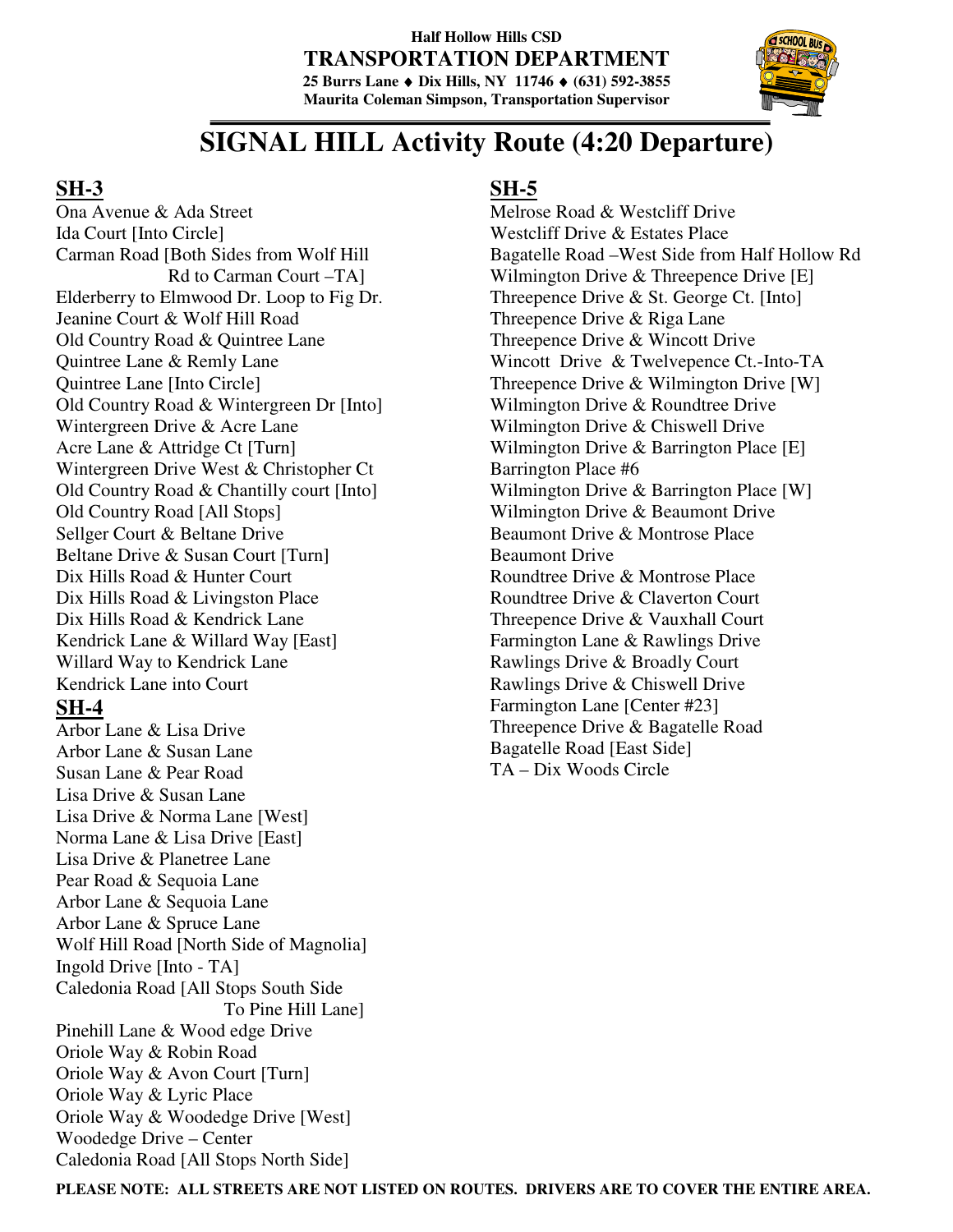**Half Hollow Hills CSD**
**TRANSPORTATION DEPARTMENT**
**25 Burrs Lane ♦ Dix Hills, NY 11746 ♦ (631) 592-3855**
**Maurita Coleman Simpson, Transportation Supervisor**

# SIGNAL HILL Activity Route (4:20 Departure)

## SH-3

Ona Avenue & Ada Street
Ida Court [Into Circle]
Carman Road [Both Sides from Wolf Hill Rd to Carman Court –TA]
Elderberry to Elmwood Dr. Loop to Fig Dr.
Jeanine Court & Wolf Hill Road
Old Country Road & Quintree Lane
Quintree Lane & Remly Lane
Quintree Lane [Into Circle]
Old Country Road & Wintergreen Dr [Into]
Wintergreen Drive & Acre Lane
Acre Lane & Attridge Ct [Turn]
Wintergreen Drive West & Christopher Ct
Old Country Road & Chantilly court [Into]
Old Country Road [All Stops]
Sellger Court & Beltane Drive
Beltane Drive & Susan Court [Turn]
Dix Hills Road & Hunter Court
Dix Hills Road & Livingston Place
Dix Hills Road & Kendrick Lane
Kendrick Lane & Willard Way [East]
Willard Way to Kendrick Lane
Kendrick Lane into Court

## SH-4

Arbor Lane & Lisa Drive
Arbor Lane & Susan Lane
Susan Lane & Pear Road
Lisa Drive & Susan Lane
Lisa Drive & Norma Lane [West]
Norma Lane & Lisa Drive [East]
Lisa Drive & Planetree Lane
Pear Road & Sequoia Lane
Arbor Lane & Sequoia Lane
Arbor Lane & Spruce Lane
Wolf Hill Road [North Side of Magnolia]
Ingold Drive [Into - TA]
Caledonia Road [All Stops South Side To Pine Hill Lane]
Pinehill Lane & Wood edge Drive
Oriole Way & Robin Road
Oriole Way & Avon Court [Turn]
Oriole Way & Lyric Place
Oriole Way & Woodedge Drive [West]
Woodedge Drive – Center
Caledonia Road [All Stops North Side]

## SH-5

Melrose Road & Westcliff Drive
Westcliff Drive & Estates Place
Bagatelle Road –West Side from Half Hollow Rd
Wilmington Drive & Threepence Drive [E]
Threepence Drive & St. George Ct. [Into]
Threepence Drive & Riga Lane
Threepence Drive & Wincott Drive
Wincott Drive & Twelvepence Ct.-Into-TA
Threepence Drive & Wilmington Drive [W]
Wilmington Drive & Roundtree Drive
Wilmington Drive & Chiswell Drive
Wilmington Drive & Barrington Place [E]
Barrington Place #6
Wilmington Drive & Barrington Place [W]
Wilmington Drive & Beaumont Drive
Beaumont Drive & Montrose Place
Beaumont Drive
Roundtree Drive & Montrose Place
Roundtree Drive & Claverton Court
Threepence Drive & Vauxhall Court
Farmington Lane & Rawlings Drive
Rawlings Drive & Broadly Court
Rawlings Drive & Chiswell Drive
Farmington Lane [Center #23]
Threepence Drive & Bagatelle Road
Bagatelle Road [East Side]
TA – Dix Woods Circle

**PLEASE NOTE: ALL STREETS ARE NOT LISTED ON ROUTES. DRIVERS ARE TO COVER THE ENTIRE AREA.**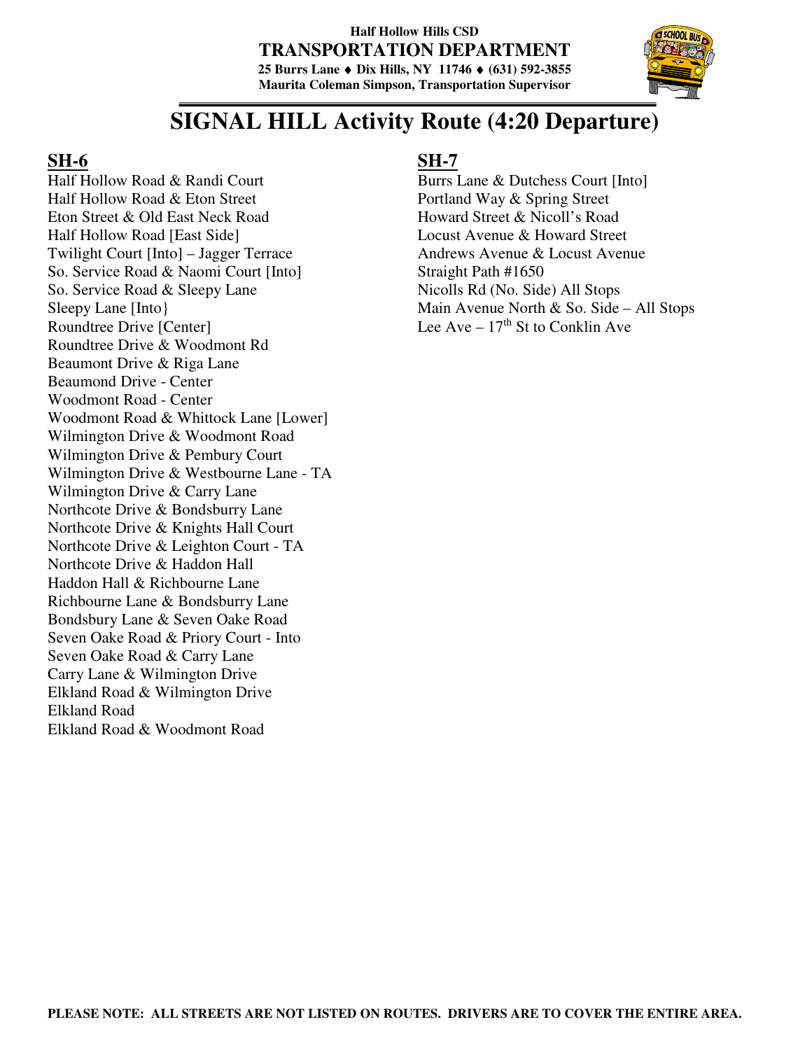**Half Hollow Hills CSD**

**TRANSPORTATION DEPARTMENT**

**25 Burrs Lane ♦ Dix Hills, NY 11746 ♦ (631) 592-3855**

**Maurita Coleman Simpson, Transportation Supervisor**

# SIGNAL HILL Activity Route (4:20 Departure)

## SH-6

Half Hollow Road & Randi Court
Half Hollow Road & Eton Street
Eton Street & Old East Neck Road
Half Hollow Road [East Side]
Twilight Court [Into] – Jagger Terrace
So. Service Road & Naomi Court [Into]
So. Service Road & Sleepy Lane
Sleepy Lane [Into}
Roundtree Drive [Center]
Roundtree Drive & Woodmont Rd
Beaumont Drive & Riga Lane
Beaumond Drive - Center
Woodmont Road - Center
Woodmont Road & Whittock Lane [Lower]
Wilmington Drive & Woodmont Road
Wilmington Drive & Pembury Court
Wilmington Drive & Westbourne Lane - TA
Wilmington Drive & Carry Lane
Northcote Drive & Bondsbury Lane
Northcote Drive & Knights Hall Court
Northcote Drive & Leighton Court - TA
Northcote Drive & Haddon Hall
Haddon Hall & Richbourne Lane
Richbourne Lane & Bondsbury Lane
Bondsbury Lane & Seven Oake Road
Seven Oake Road & Priory Court - Into
Seven Oake Road & Carry Lane
Carry Lane & Wilmington Drive
Elkland Road & Wilmington Drive
Elkland Road
Elkland Road & Woodmont Road

## SH-7

Burrs Lane & Dutchess Court [Into]
Portland Way & Spring Street
Howard Street & Nicoll's Road
Locust Avenue & Howard Street
Andrews Avenue & Locust Avenue
Straight Path #1650
Nicolls Rd (No. Side) All Stops
Main Avenue North & So. Side – All Stops
Lee Ave – 17th St to Conklin Ave

**PLEASE NOTE: ALL STREETS ARE NOT LISTED ON ROUTES. DRIVERS ARE TO COVER THE ENTIRE AREA.**